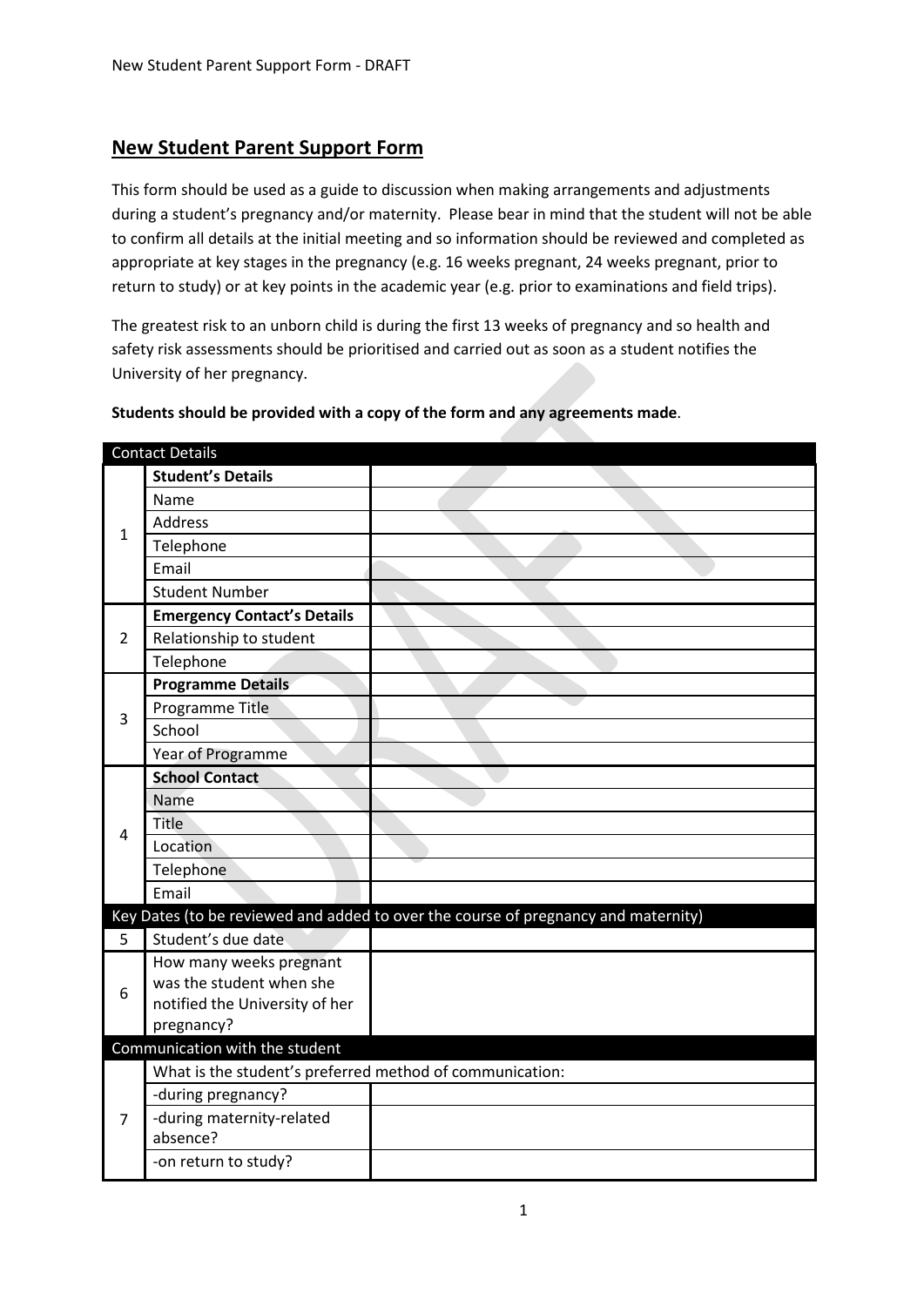## New Student Parent Support Form

This form should be used as a guide to discussion when making arrangements and adjustments during a student's pregnancy and/or maternity. Please bear in mind that the student will not be able to confirm all details at the initial meeting and so information should be reviewed and completed as appropriate at key stages in the pregnancy (e.g. 16 weeks pregnant, 24 weeks pregnant, prior to return to study) or at key points in the academic year (e.g. prior to examinations and field trips).

The greatest risk to an unborn child is during the first 13 weeks of pregnancy and so health and safety risk assessments should be prioritised and carried out as soon as a student notifies the University of her pregnancy.

**Students should be provided with a copy of the form and any agreements made**.

| Contact Details | | |
|---|---|---|
| 1 | **Student's Details** | |
| | Name | |
| | Address | |
| | Telephone | |
| | Email | |
| | Student Number | |
| 2 | **Emergency Contact's Details** | |
| | Relationship to student | |
| | Telephone | |
| 3 | **Programme Details** | |
| | Programme Title | |
| | School | |
| | Year of Programme | |
| 4 | **School Contact** | |
| | Name | |
| | Title | |
| | Location | |
| | Telephone | |
| | Email | |
| Key Dates (to be reviewed and added to over the course of pregnancy and maternity) | | |
| 5 | Student's due date | |
| 6 | How many weeks pregnant was the student when she notified the University of her pregnancy? | |
| Communication with the student | | |
| 7 | What is the student's preferred method of communication: | |
| | -during pregnancy? | |
| | -during maternity-related absence? | |
| | -on return to study? | |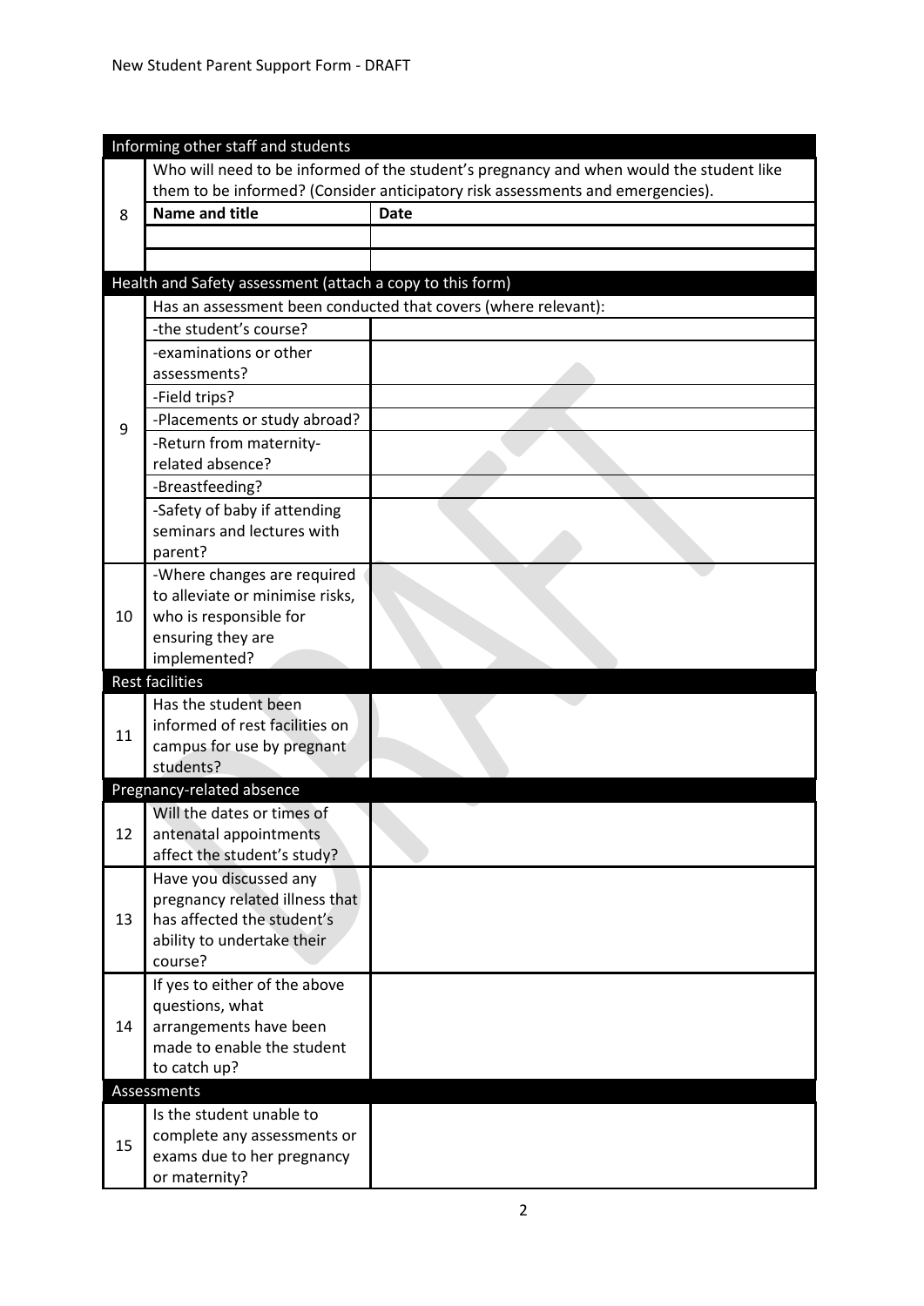| | Informing other staff and students | |
|---|---|---|
| 8 | Who will need to be informed of the student's pregnancy and when would the student like them to be informed? (Consider anticipatory risk assessments and emergencies). | |
| | **Name and title** | **Date** |
| | | |
| | | |
| | **Health and Safety assessment (attach a copy to this form)** | |
| 9 | Has an assessment been conducted that covers (where relevant): | |
| | -the student's course? | |
| | -examinations or other assessments? | |
| | -Field trips? | |
| | -Placements or study abroad? | |
| | -Return from maternity-related absence? | |
| | -Breastfeeding? | |
| | -Safety of baby if attending seminars and lectures with parent? | |
| 10 | -Where changes are required to alleviate or minimise risks, who is responsible for ensuring they are implemented? | |
| | **Rest facilities** | |
| 11 | Has the student been informed of rest facilities on campus for use by pregnant students? | |
| | **Pregnancy-related absence** | |
| 12 | Will the dates or times of antenatal appointments affect the student's study? | |
| 13 | Have you discussed any pregnancy related illness that has affected the student's ability to undertake their course? | |
| 14 | If yes to either of the above questions, what arrangements have been made to enable the student to catch up? | |
| | **Assessments** | |
| 15 | Is the student unable to complete any assessments or exams due to her pregnancy or maternity? | |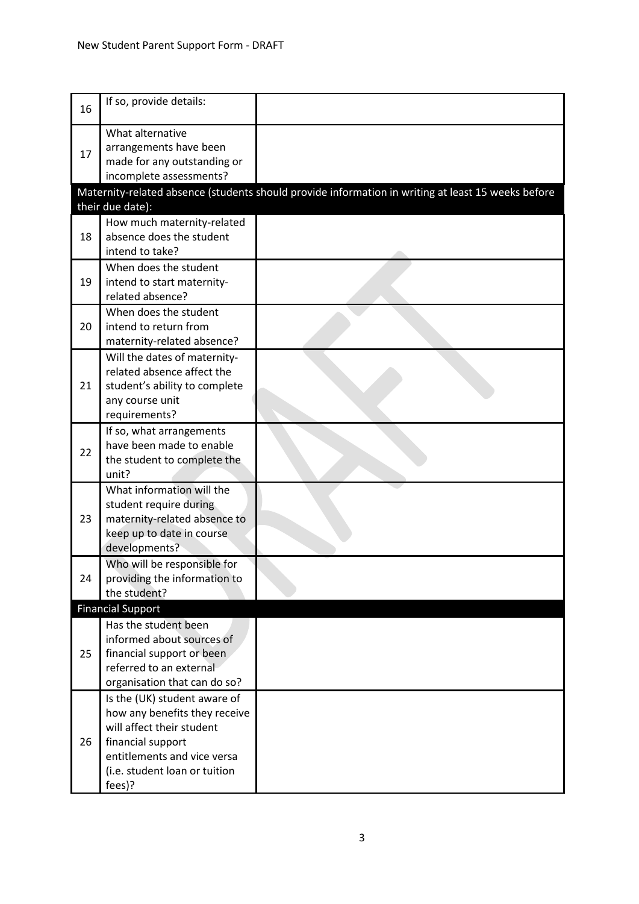| | | |
|---|---|---|
| 16 | If so, provide details: | |
| 17 | What alternative arrangements have been made for any outstanding or incomplete assessments? | |
| **Maternity-related absence (students should provide information in writing at least 15 weeks before their due date):** | | |
| 18 | How much maternity-related absence does the student intend to take? | |
| 19 | When does the student intend to start maternity-related absence? | |
| 20 | When does the student intend to return from maternity-related absence? | |
| 21 | Will the dates of maternity-related absence affect the student's ability to complete any course unit requirements? | |
| 22 | If so, what arrangements have been made to enable the student to complete the unit? | |
| 23 | What information will the student require during maternity-related absence to keep up to date in course developments? | |
| 24 | Who will be responsible for providing the information to the student? | |
| **Financial Support** | | |
| 25 | Has the student been informed about sources of financial support or been referred to an external organisation that can do so? | |
| 26 | Is the (UK) student aware of how any benefits they receive will affect their student financial support entitlements and vice versa (i.e. student loan or tuition fees)? | |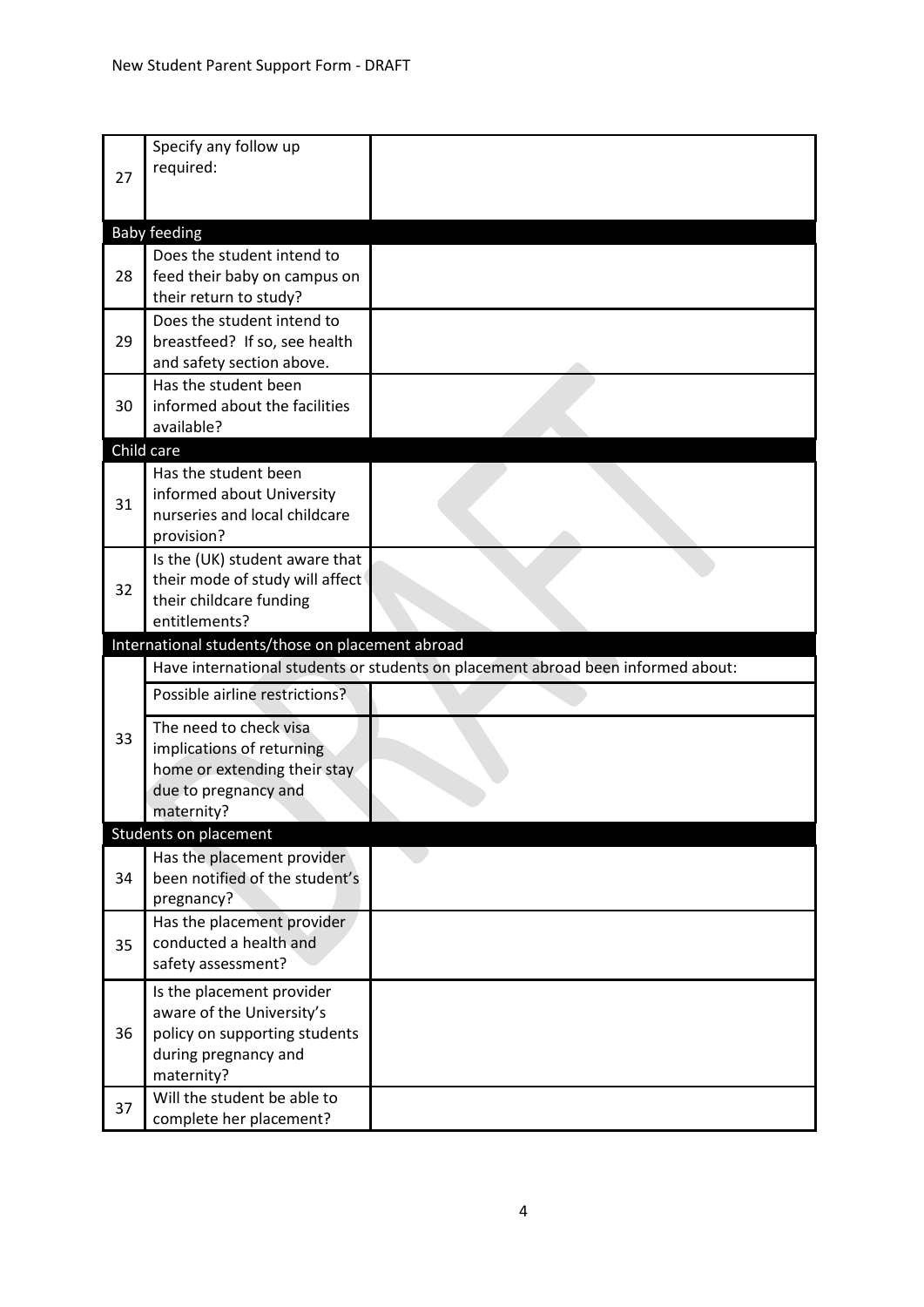| | | |
|---|---|---|
| 27 | Specify any follow up required: | |
| **Baby feeding** | | |
| 28 | Does the student intend to feed their baby on campus on their return to study? | |
| 29 | Does the student intend to breastfeed? If so, see health and safety section above. | |
| 30 | Has the student been informed about the facilities available? | |
| **Child care** | | |
| 31 | Has the student been informed about University nurseries and local childcare provision? | |
| 32 | Is the (UK) student aware that their mode of study will affect their childcare funding entitlements? | |
| **International students/those on placement abroad** | | |
| 33 | Have international students or students on placement abroad been informed about: | |
| | Possible airline restrictions? | |
| | The need to check visa implications of returning home or extending their stay due to pregnancy and maternity? | |
| **Students on placement** | | |
| 34 | Has the placement provider been notified of the student's pregnancy? | |
| 35 | Has the placement provider conducted a health and safety assessment? | |
| 36 | Is the placement provider aware of the University's policy on supporting students during pregnancy and maternity? | |
| 37 | Will the student be able to complete her placement? | |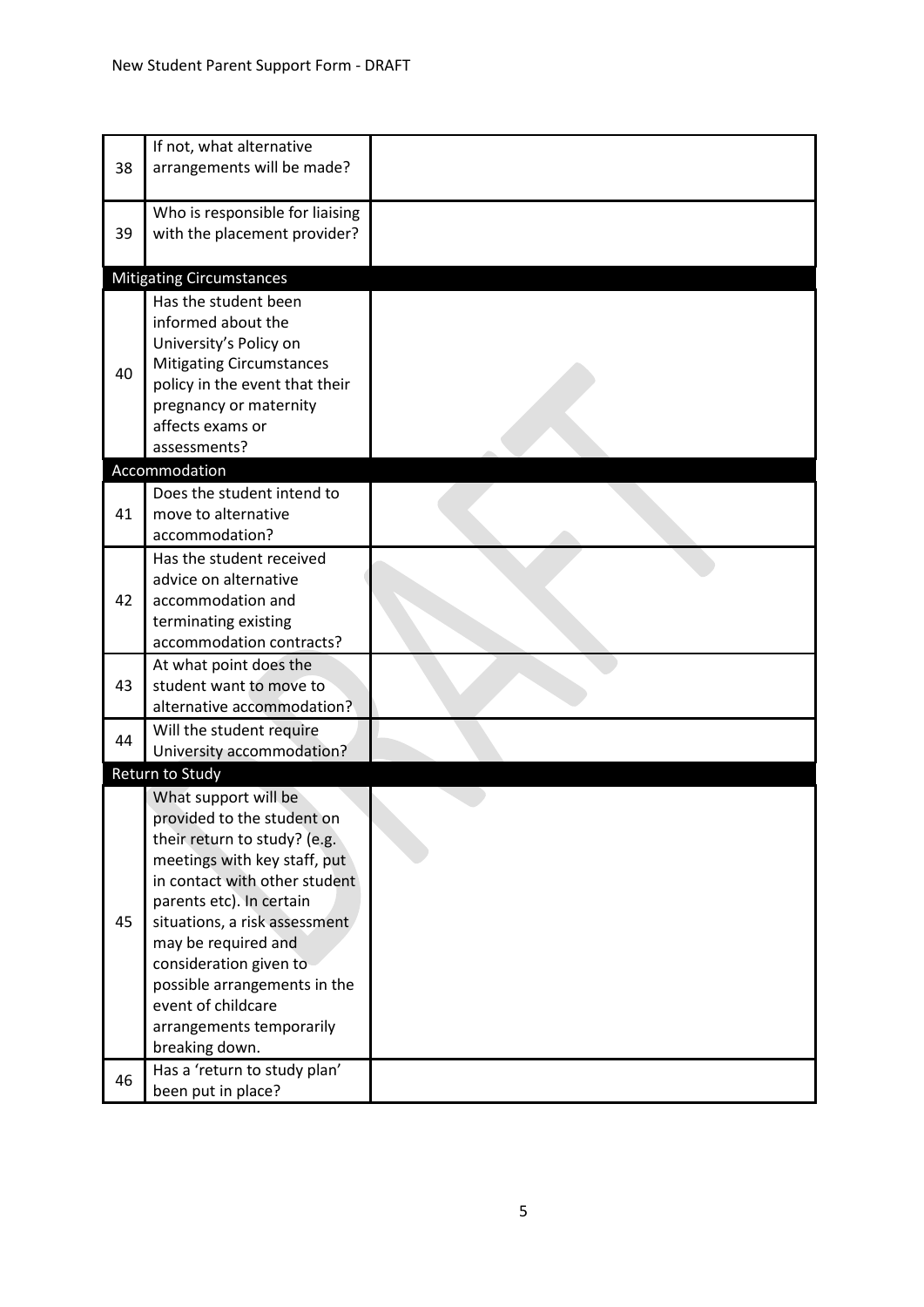| | | |
|---|---|---|
| 38 | If not, what alternative arrangements will be made? | |
| 39 | Who is responsible for liaising with the placement provider? | |
| **Mitigating Circumstances** | | |
| 40 | Has the student been informed about the University's Policy on Mitigating Circumstances policy in the event that their pregnancy or maternity affects exams or assessments? | |
| **Accommodation** | | |
| 41 | Does the student intend to move to alternative accommodation? | |
| 42 | Has the student received advice on alternative accommodation and terminating existing accommodation contracts? | |
| 43 | At what point does the student want to move to alternative accommodation? | |
| 44 | Will the student require University accommodation? | |
| **Return to Study** | | |
| 45 | What support will be provided to the student on their return to study? (e.g. meetings with key staff, put in contact with other student parents etc). In certain situations, a risk assessment may be required and consideration given to possible arrangements in the event of childcare arrangements temporarily breaking down. | |
| 46 | Has a 'return to study plan' been put in place? | |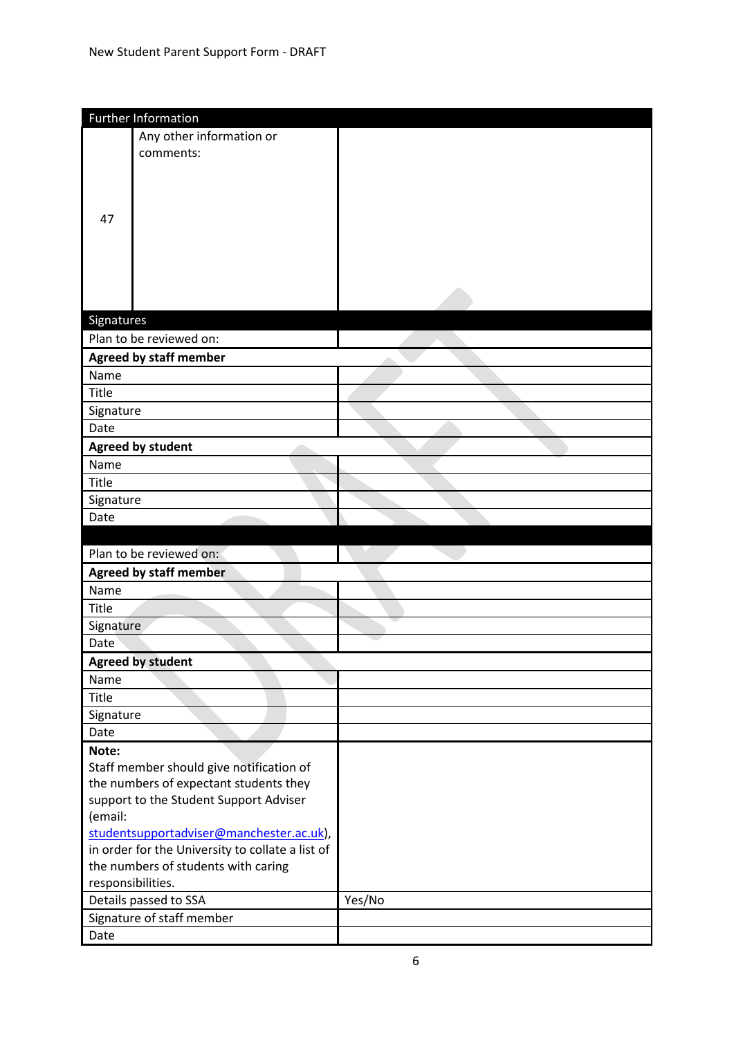| Further Information | | |
|---|---|---|
| 47 | Any other information or comments: | |

| Signatures | |
|---|---|
| Plan to be reviewed on: | |
| **Agreed by staff member** | |
| Name | |
| Title | |
| Signature | |
| Date | |
| **Agreed by student** | |
| Name | |
| Title | |
| Signature | |
| Date | |
| | |
| Plan to be reviewed on: | |
| **Agreed by staff member** | |
| Name | |
| Title | |
| Signature | |
| Date | |
| **Agreed by student** | |
| Name | |
| Title | |
| Signature | |
| Date | |
| **Note:** Staff member should give notification of the numbers of expectant students they support to the Student Support Adviser (email: studentsupportadviser@manchester.ac.uk), in order for the University to collate a list of the numbers of students with caring responsibilities. | |
| Details passed to SSA | Yes/No |
| Signature of staff member | |
| Date | |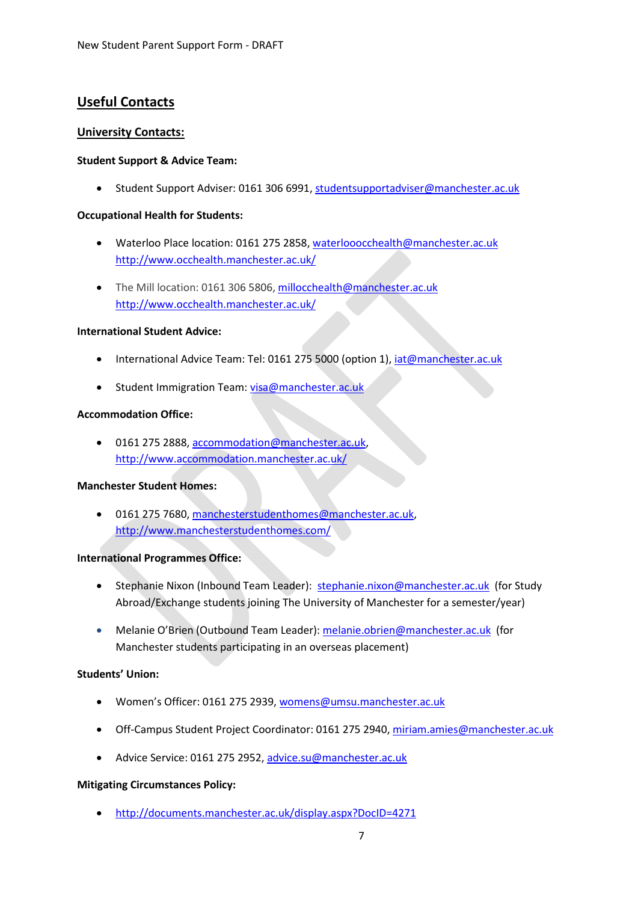## Useful Contacts

### University Contacts:

**Student Support & Advice Team:**

- Student Support Adviser: 0161 306 6991, studentsupportadviser@manchester.ac.uk

**Occupational Health for Students:**

- Waterloo Place location: 0161 275 2858, waterlooocchealth@manchester.ac.uk http://www.occhealth.manchester.ac.uk/
- The Mill location: 0161 306 5806, millocchealth@manchester.ac.uk http://www.occhealth.manchester.ac.uk/

**International Student Advice:**

- International Advice Team: Tel: 0161 275 5000 (option 1), iat@manchester.ac.uk
- Student Immigration Team: visa@manchester.ac.uk

**Accommodation Office:**

- 0161 275 2888, accommodation@manchester.ac.uk, http://www.accommodation.manchester.ac.uk/

**Manchester Student Homes:**

- 0161 275 7680, manchesterstudenthomes@manchester.ac.uk, http://www.manchesterstudenthomes.com/

**International Programmes Office:**

- Stephanie Nixon (Inbound Team Leader): stephanie.nixon@manchester.ac.uk (for Study Abroad/Exchange students joining The University of Manchester for a semester/year)
- Melanie O'Brien (Outbound Team Leader): melanie.obrien@manchester.ac.uk (for Manchester students participating in an overseas placement)

**Students' Union:**

- Women's Officer: 0161 275 2939, womens@umsu.manchester.ac.uk
- Off-Campus Student Project Coordinator: 0161 275 2940, miriam.amies@manchester.ac.uk
- Advice Service: 0161 275 2952, advice.su@manchester.ac.uk

**Mitigating Circumstances Policy:**

- http://documents.manchester.ac.uk/display.aspx?DocID=4271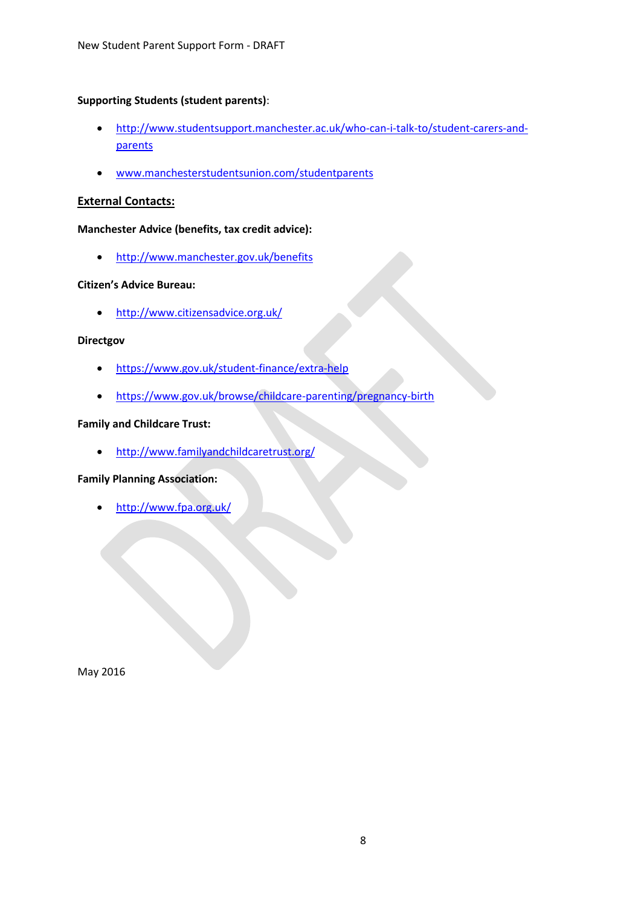**Supporting Students (student parents)**:

- http://www.studentsupport.manchester.ac.uk/who-can-i-talk-to/student-carers-and-parents
- www.manchesterstudentsunion.com/studentparents

## External Contacts:

**Manchester Advice (benefits, tax credit advice):**

- http://www.manchester.gov.uk/benefits

**Citizen's Advice Bureau:**

- http://www.citizensadvice.org.uk/

**Directgov**

- https://www.gov.uk/student-finance/extra-help
- https://www.gov.uk/browse/childcare-parenting/pregnancy-birth

**Family and Childcare Trust:**

- http://www.familyandchildcaretrust.org/

**Family Planning Association:**

- http://www.fpa.org.uk/

May 2016